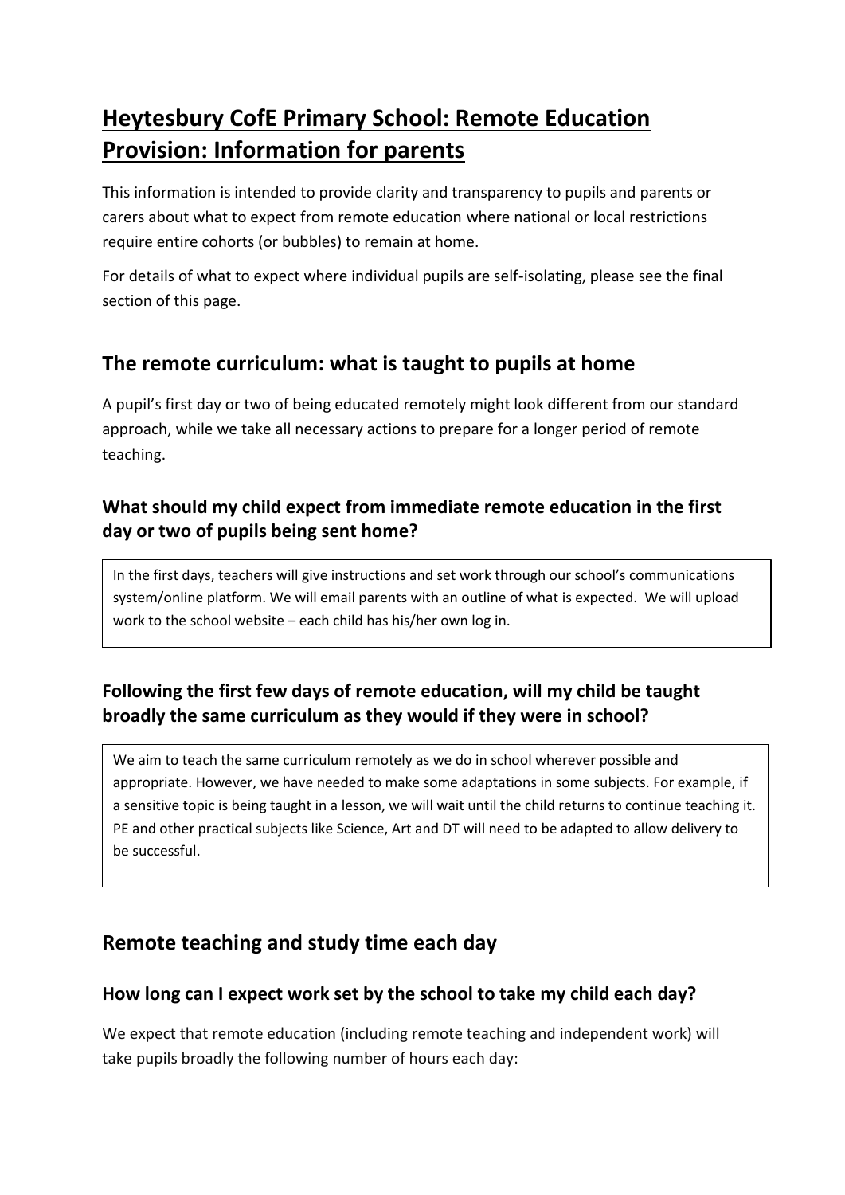# Heytesbury CofE Primary School: Remote Education Provision: Information for parents

This information is intended to provide clarity and transparency to pupils and parents or carers about what to expect from remote education where national or local restrictions require entire cohorts (or bubbles) to remain at home.

For details of what to expect where individual pupils are self-isolating, please see the final section of this page.

## The remote curriculum: what is taught to pupils at home

A pupil's first day or two of being educated remotely might look different from our standard approach, while we take all necessary actions to prepare for a longer period of remote teaching.

### What should my child expect from immediate remote education in the first day or two of pupils being sent home?

In the first days, teachers will give instructions and set work through our school's communications system/online platform. We will email parents with an outline of what is expected. We will upload work to the school website – each child has his/her own log in.

### Following the first few days of remote education, will my child be taught broadly the same curriculum as they would if they were in school?

We aim to teach the same curriculum remotely as we do in school wherever possible and appropriate. However, we have needed to make some adaptations in some subjects. For example, if a sensitive topic is being taught in a lesson, we will wait until the child returns to continue teaching it. PE and other practical subjects like Science, Art and DT will need to be adapted to allow delivery to be successful.

## Remote teaching and study time each day

### How long can I expect work set by the school to take my child each day?

We expect that remote education (including remote teaching and independent work) will take pupils broadly the following number of hours each day: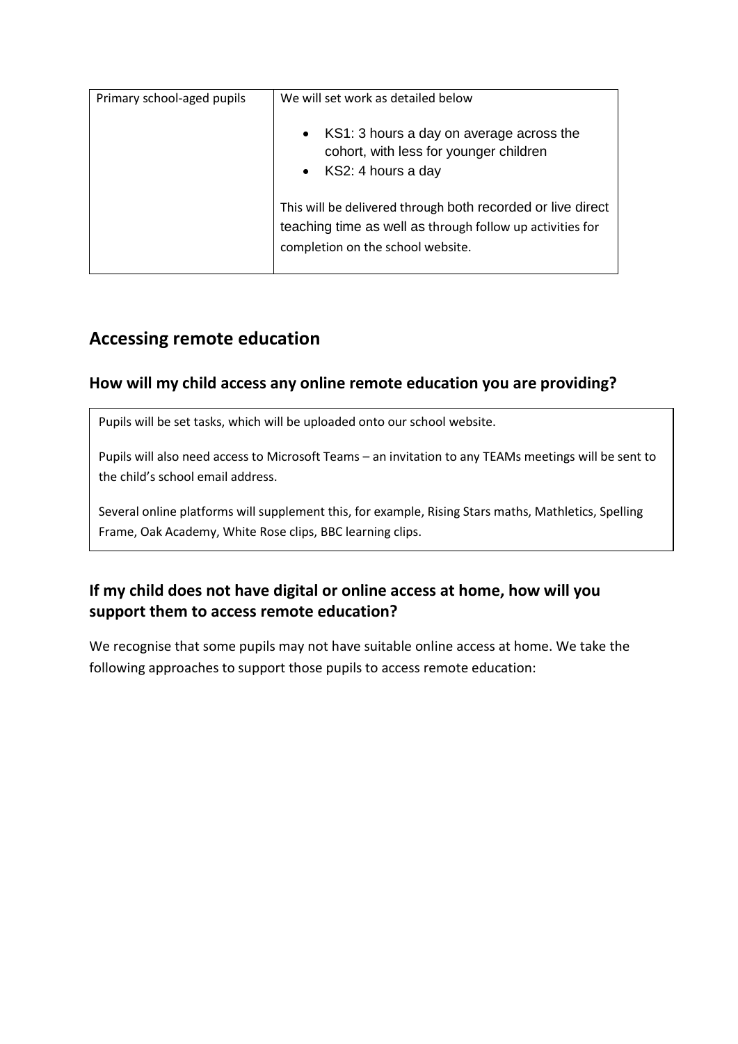| Primary school-aged pupils | We will set work as detailed below<br><br>• KS1: 3 hours a day on average across the cohort, with less for younger children<br>• KS2: 4 hours a day<br><br>This will be delivered through both recorded or live direct teaching time as well as through follow up activities for completion on the school website. |
|---|---|

## Accessing remote education

### How will my child access any online remote education you are providing?

Pupils will be set tasks, which will be uploaded onto our school website.

Pupils will also need access to Microsoft Teams – an invitation to any TEAMs meetings will be sent to the child's school email address.

Several online platforms will supplement this, for example, Rising Stars maths, Mathletics, Spelling Frame, Oak Academy, White Rose clips, BBC learning clips.

### If my child does not have digital or online access at home, how will you support them to access remote education?

We recognise that some pupils may not have suitable online access at home. We take the following approaches to support those pupils to access remote education: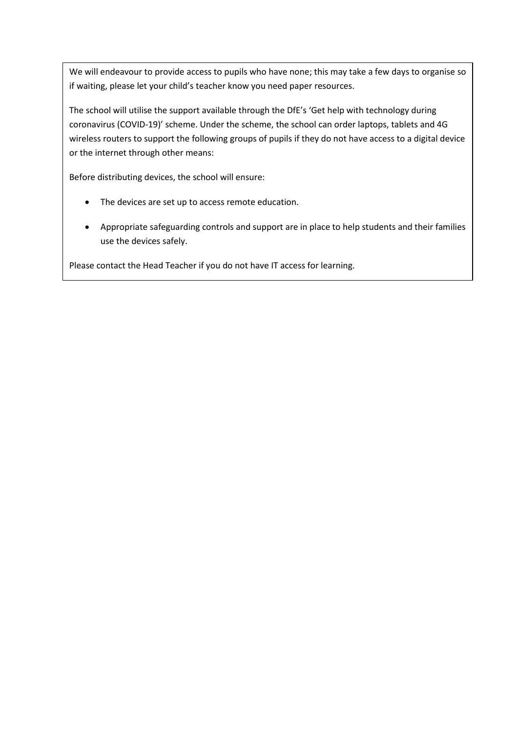We will endeavour to provide access to pupils who have none; this may take a few days to organise so if waiting, please let your child's teacher know you need paper resources.

The school will utilise the support available through the DfE's 'Get help with technology during coronavirus (COVID-19)' scheme. Under the scheme, the school can order laptops, tablets and 4G wireless routers to support the following groups of pupils if they do not have access to a digital device or the internet through other means:

Before distributing devices, the school will ensure:

- The devices are set up to access remote education.
- Appropriate safeguarding controls and support are in place to help students and their families use the devices safely.

Please contact the Head Teacher if you do not have IT access for learning.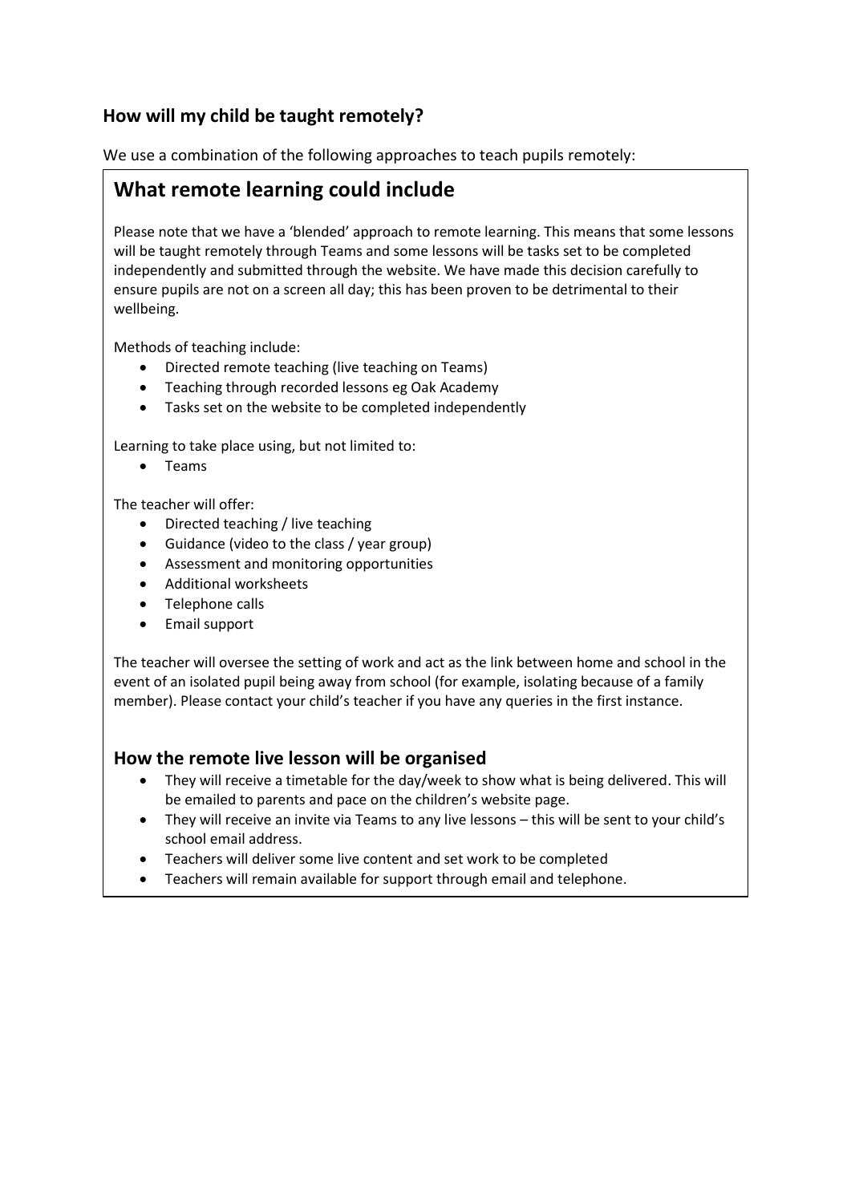### How will my child be taught remotely?

We use a combination of the following approaches to teach pupils remotely:

## What remote learning could include

Please note that we have a 'blended' approach to remote learning. This means that some lessons will be taught remotely through Teams and some lessons will be tasks set to be completed independently and submitted through the website. We have made this decision carefully to ensure pupils are not on a screen all day; this has been proven to be detrimental to their wellbeing.

Methods of teaching include:

- Directed remote teaching (live teaching on Teams)
- Teaching through recorded lessons eg Oak Academy
- Tasks set on the website to be completed independently

Learning to take place using, but not limited to:

- Teams

The teacher will offer:

- Directed teaching / live teaching
- Guidance (video to the class / year group)
- Assessment and monitoring opportunities
- Additional worksheets
- Telephone calls
- Email support

The teacher will oversee the setting of work and act as the link between home and school in the event of an isolated pupil being away from school (for example, isolating because of a family member). Please contact your child's teacher if you have any queries in the first instance.

### How the remote live lesson will be organised

- They will receive a timetable for the day/week to show what is being delivered. This will be emailed to parents and pace on the children's website page.
- They will receive an invite via Teams to any live lessons – this will be sent to your child's school email address.
- Teachers will deliver some live content and set work to be completed
- Teachers will remain available for support through email and telephone.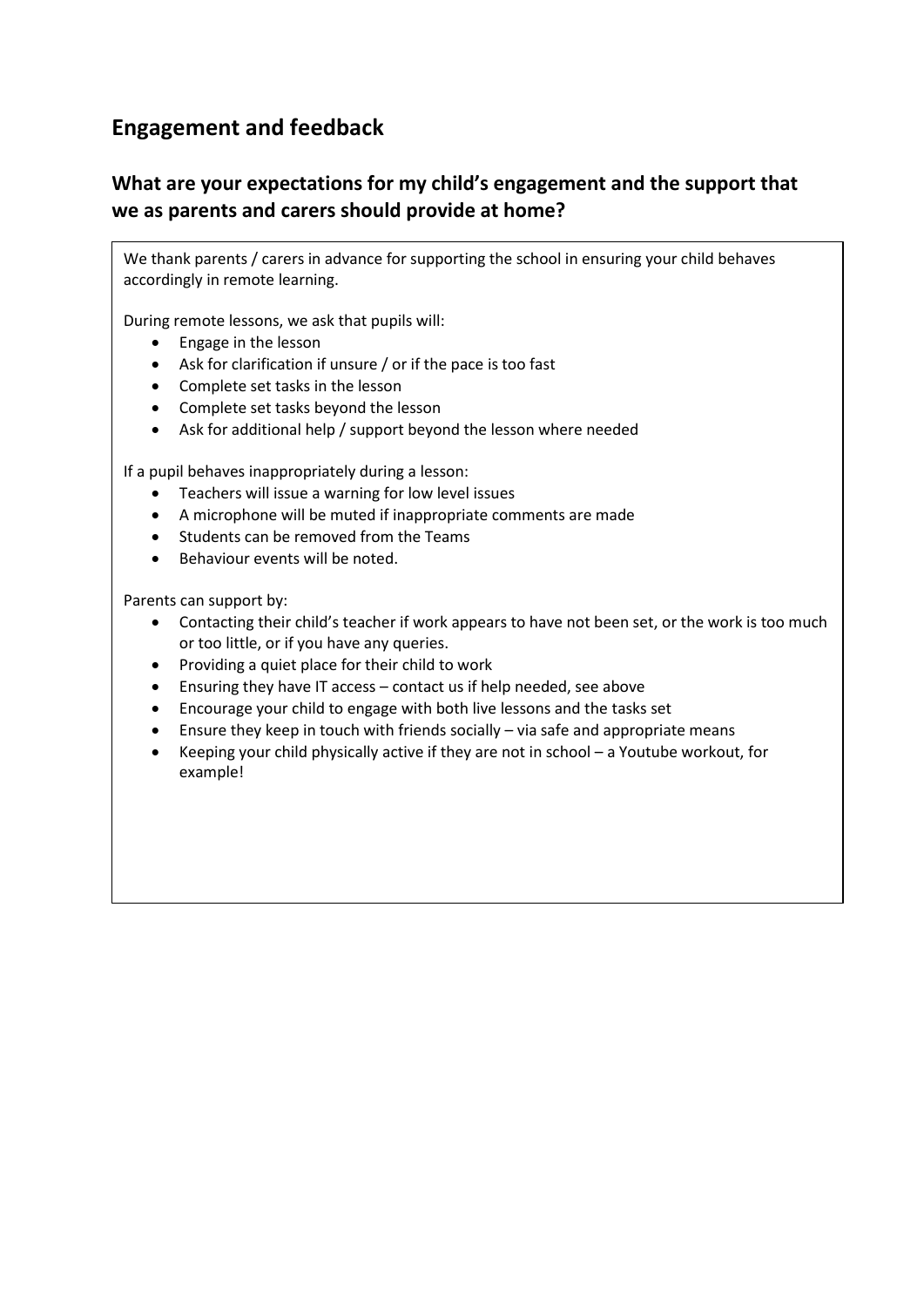## Engagement and feedback

### What are your expectations for my child's engagement and the support that we as parents and carers should provide at home?

We thank parents / carers in advance for supporting the school in ensuring your child behaves accordingly in remote learning.

During remote lessons, we ask that pupils will:

- Engage in the lesson
- Ask for clarification if unsure / or if the pace is too fast
- Complete set tasks in the lesson
- Complete set tasks beyond the lesson
- Ask for additional help / support beyond the lesson where needed

If a pupil behaves inappropriately during a lesson:

- Teachers will issue a warning for low level issues
- A microphone will be muted if inappropriate comments are made
- Students can be removed from the Teams
- Behaviour events will be noted.

Parents can support by:

- Contacting their child's teacher if work appears to have not been set, or the work is too much or too little, or if you have any queries.
- Providing a quiet place for their child to work
- Ensuring they have IT access – contact us if help needed, see above
- Encourage your child to engage with both live lessons and the tasks set
- Ensure they keep in touch with friends socially – via safe and appropriate means
- Keeping your child physically active if they are not in school – a Youtube workout, for example!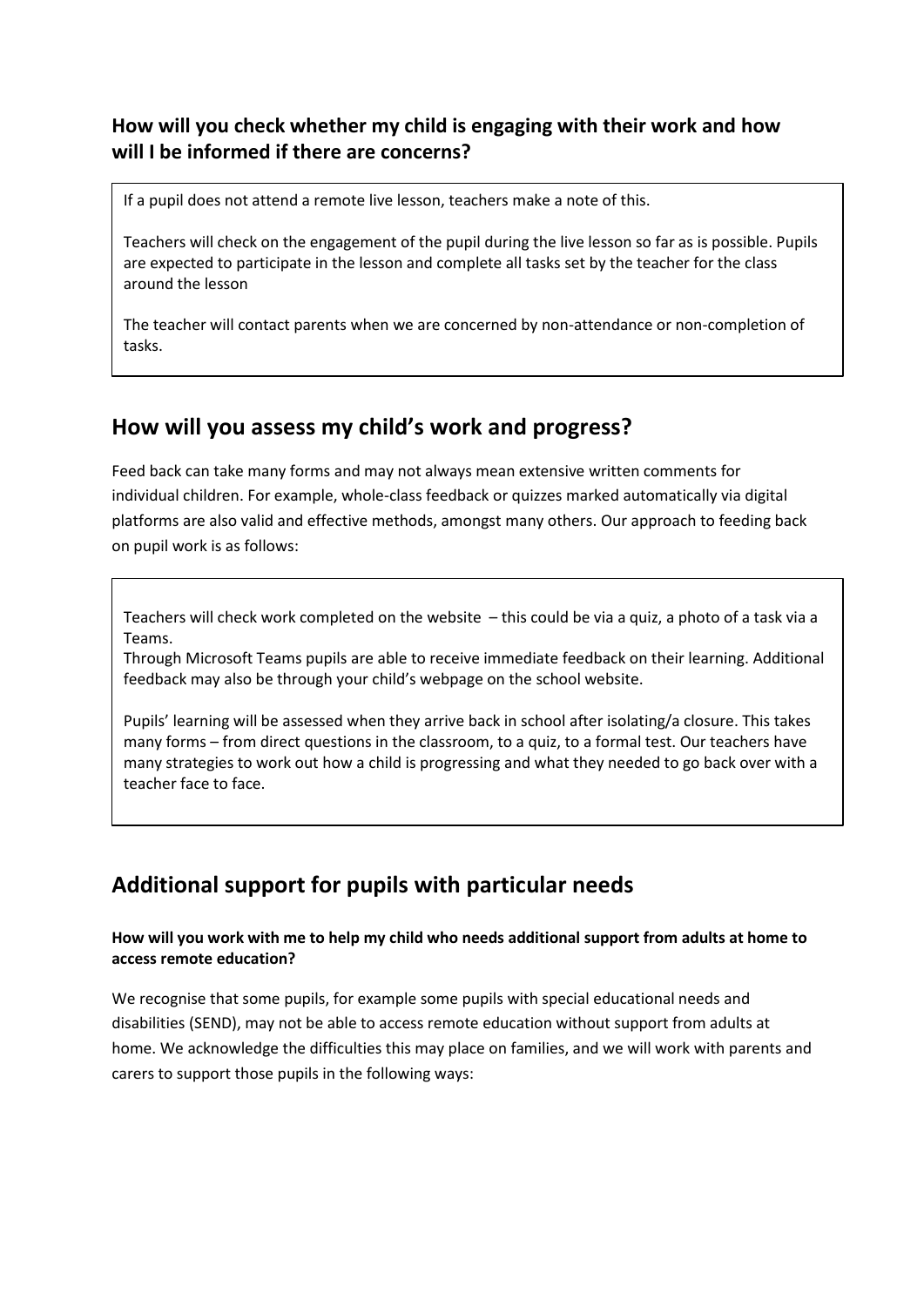### How will you check whether my child is engaging with their work and how will I be informed if there are concerns?

If a pupil does not attend a remote live lesson, teachers make a note of this.

Teachers will check on the engagement of the pupil during the live lesson so far as is possible. Pupils are expected to participate in the lesson and complete all tasks set by the teacher for the class around the lesson

The teacher will contact parents when we are concerned by non-attendance or non-completion of tasks.

## How will you assess my child's work and progress?

Feed back can take many forms and may not always mean extensive written comments for individual children. For example, whole-class feedback or quizzes marked automatically via digital platforms are also valid and effective methods, amongst many others. Our approach to feeding back on pupil work is as follows:

Teachers will check work completed on the website – this could be via a quiz, a photo of a task via a Teams.
Through Microsoft Teams pupils are able to receive immediate feedback on their learning. Additional feedback may also be through your child's webpage on the school website.

Pupils' learning will be assessed when they arrive back in school after isolating/a closure. This takes many forms – from direct questions in the classroom, to a quiz, to a formal test. Our teachers have many strategies to work out how a child is progressing and what they needed to go back over with a teacher face to face.

## Additional support for pupils with particular needs

**How will you work with me to help my child who needs additional support from adults at home to access remote education?**

We recognise that some pupils, for example some pupils with special educational needs and disabilities (SEND), may not be able to access remote education without support from adults at home. We acknowledge the difficulties this may place on families, and we will work with parents and carers to support those pupils in the following ways: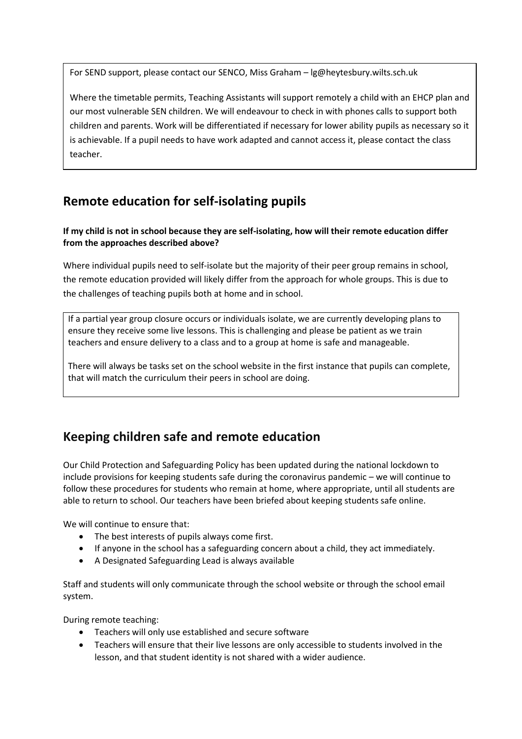For SEND support, please contact our SENCO, Miss Graham – lg@heytesbury.wilts.sch.uk

Where the timetable permits, Teaching Assistants will support remotely a child with an EHCP plan and our most vulnerable SEN children. We will endeavour to check in with phones calls to support both children and parents. Work will be differentiated if necessary for lower ability pupils as necessary so it is achievable. If a pupil needs to have work adapted and cannot access it, please contact the class teacher.

## Remote education for self-isolating pupils

**If my child is not in school because they are self-isolating, how will their remote education differ from the approaches described above?**

Where individual pupils need to self-isolate but the majority of their peer group remains in school, the remote education provided will likely differ from the approach for whole groups. This is due to the challenges of teaching pupils both at home and in school.

If a partial year group closure occurs or individuals isolate, we are currently developing plans to ensure they receive some live lessons. This is challenging and please be patient as we train teachers and ensure delivery to a class and to a group at home is safe and manageable.

There will always be tasks set on the school website in the first instance that pupils can complete, that will match the curriculum their peers in school are doing.

## Keeping children safe and remote education

Our Child Protection and Safeguarding Policy has been updated during the national lockdown to include provisions for keeping students safe during the coronavirus pandemic – we will continue to follow these procedures for students who remain at home, where appropriate, until all students are able to return to school. Our teachers have been briefed about keeping students safe online.

We will continue to ensure that:

- The best interests of pupils always come first.
- If anyone in the school has a safeguarding concern about a child, they act immediately.
- A Designated Safeguarding Lead is always available

Staff and students will only communicate through the school website or through the school email system.

During remote teaching:

- Teachers will only use established and secure software
- Teachers will ensure that their live lessons are only accessible to students involved in the lesson, and that student identity is not shared with a wider audience.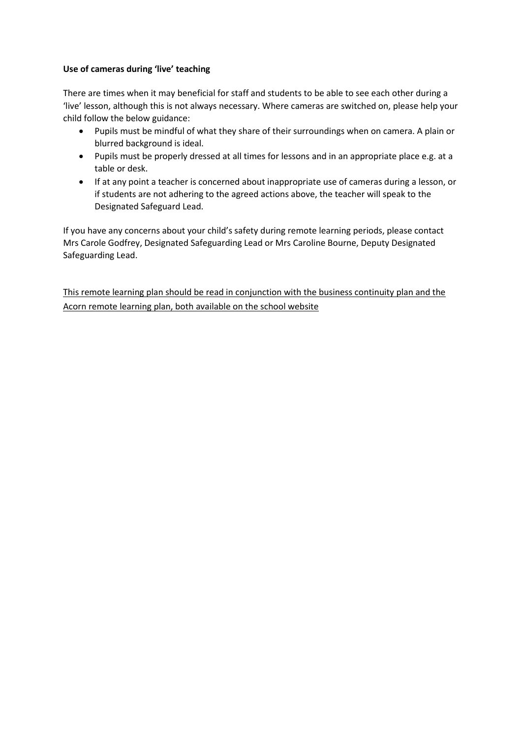**Use of cameras during 'live' teaching**

There are times when it may beneficial for staff and students to be able to see each other during a 'live' lesson, although this is not always necessary. Where cameras are switched on, please help your child follow the below guidance:

- Pupils must be mindful of what they share of their surroundings when on camera. A plain or blurred background is ideal.
- Pupils must be properly dressed at all times for lessons and in an appropriate place e.g. at a table or desk.
- If at any point a teacher is concerned about inappropriate use of cameras during a lesson, or if students are not adhering to the agreed actions above, the teacher will speak to the Designated Safeguard Lead.

If you have any concerns about your child's safety during remote learning periods, please contact Mrs Carole Godfrey, Designated Safeguarding Lead or Mrs Caroline Bourne, Deputy Designated Safeguarding Lead.

<u>This remote learning plan should be read in conjunction with the business continuity plan and the Acorn remote learning plan, both available on the school website</u>